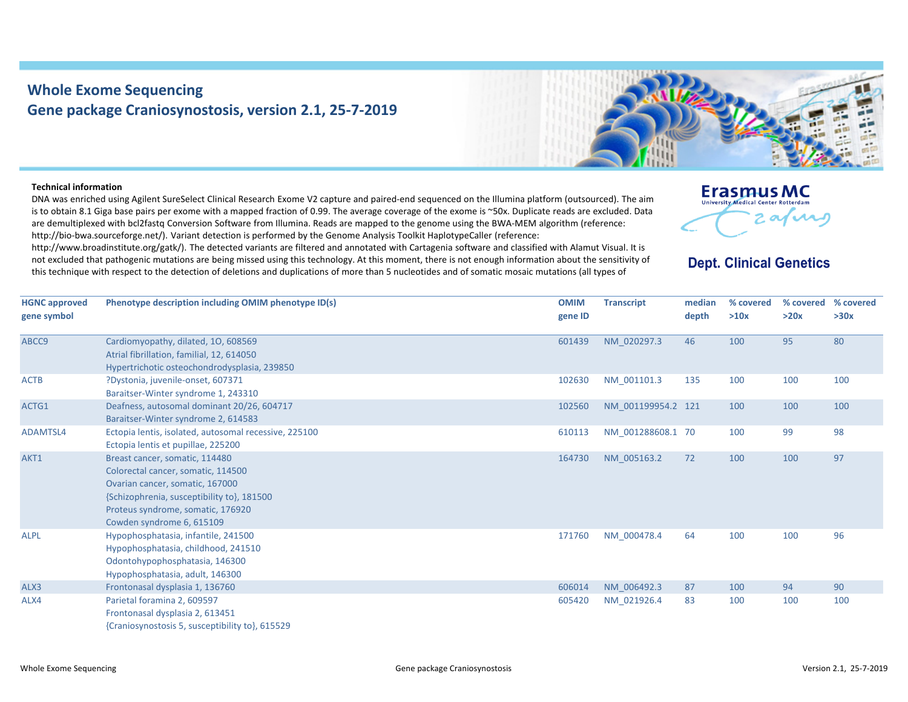# Whole Exome Sequencing
## Gene package Craniosynostosis, version 2.1, 25-7-2019

**Technical information**

DNA was enriched using Agilent SureSelect Clinical Research Exome V2 capture and paired-end sequenced on the Illumina platform (outsourced). The aim is to obtain 8.1 Giga base pairs per exome with a mapped fraction of 0.99. The average coverage of the exome is ~50x. Duplicate reads are excluded. Data are demultiplexed with bcl2fastq Conversion Software from Illumina. Reads are mapped to the genome using the BWA-MEM algorithm (reference: http://bio-bwa.sourceforge.net/). Variant detection is performed by the Genome Analysis Toolkit HaplotypeCaller (reference: http://www.broadinstitute.org/gatk/). The detected variants are filtered and annotated with Cartagenia software and classified with Alamut Visual. It is not excluded that pathogenic mutations are being missed using this technology. At this moment, there is not enough information about the sensitivity of this technique with respect to the detection of deletions and duplications of more than 5 nucleotides and of somatic mosaic mutations (all types of

Erasmus MC
University Medical Center Rotterdam

Dept. Clinical Genetics

| HGNC approved gene symbol | Phenotype description including OMIM phenotype ID(s) | OMIM gene ID | Transcript | median depth | % covered >10x | % covered >20x | % covered >30x |
|---|---|---|---|---|---|---|---|
| ABCC9 | Cardiomyopathy, dilated, 1O, 608569<br>Atrial fibrillation, familial, 12, 614050<br>Hypertrichotic osteochondrodysplasia, 239850 | 601439 | NM_020297.3 | 46 | 100 | 95 | 80 |
| ACTB | ?Dystonia, juvenile-onset, 607371<br>Baraitser-Winter syndrome 1, 243310 | 102630 | NM_001101.3 | 135 | 100 | 100 | 100 |
| ACTG1 | Deafness, autosomal dominant 20/26, 604717<br>Baraitser-Winter syndrome 2, 614583 | 102560 | NM_001199954.2 | 121 | 100 | 100 | 100 |
| ADAMTSL4 | Ectopia lentis, isolated, autosomal recessive, 225100<br>Ectopia lentis et pupillae, 225200 | 610113 | NM_001288608.1 | 70 | 100 | 99 | 98 |
| AKT1 | Breast cancer, somatic, 114480<br>Colorectal cancer, somatic, 114500<br>Ovarian cancer, somatic, 167000<br>{Schizophrenia, susceptibility to}, 181500<br>Proteus syndrome, somatic, 176920<br>Cowden syndrome 6, 615109 | 164730 | NM_005163.2 | 72 | 100 | 100 | 97 |
| ALPL | Hypophosphatasia, infantile, 241500<br>Hypophosphatasia, childhood, 241510<br>Odontohypophosphatasia, 146300<br>Hypophosphatasia, adult, 146300 | 171760 | NM_000478.4 | 64 | 100 | 100 | 96 |
| ALX3 | Frontonasal dysplasia 1, 136760 | 606014 | NM_006492.3 | 87 | 100 | 94 | 90 |
| ALX4 | Parietal foramina 2, 609597<br>Frontonasal dysplasia 2, 613451<br>{Craniosynostosis 5, susceptibility to}, 615529 | 605420 | NM_021926.4 | 83 | 100 | 100 | 100 |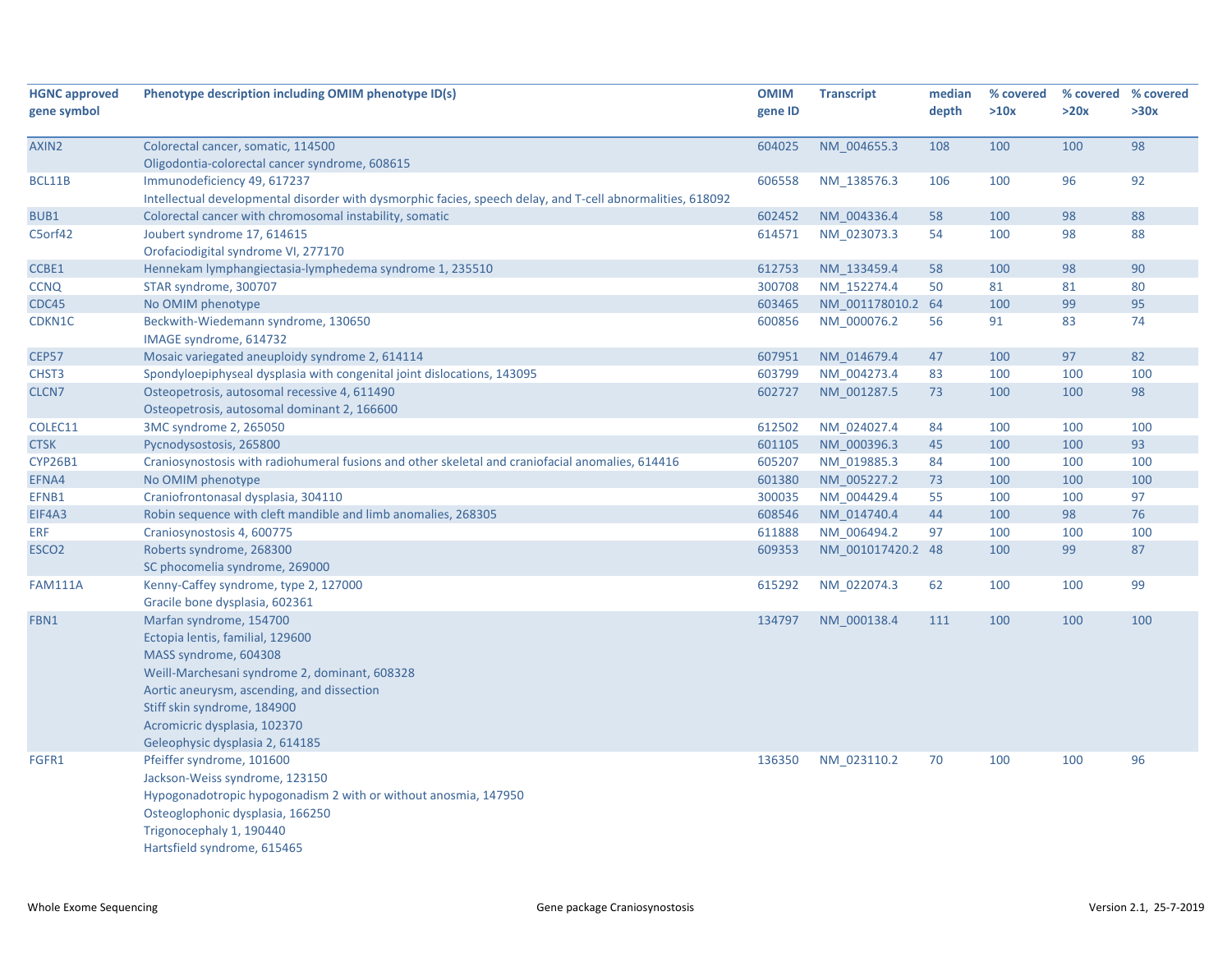| HGNC approved gene symbol | Phenotype description including OMIM phenotype ID(s) | OMIM gene ID | Transcript | median depth | % covered >10x | % covered >20x | % covered >30x |
|---|---|---|---|---|---|---|---|
| AXIN2 | Colorectal cancer, somatic, 114500<br>Oligodontia-colorectal cancer syndrome, 608615 | 604025 | NM_004655.3 | 108 | 100 | 100 | 98 |
| BCL11B | Immunodeficiency 49, 617237<br>Intellectual developmental disorder with dysmorphic facies, speech delay, and T-cell abnormalities, 618092 | 606558 | NM_138576.3 | 106 | 100 | 96 | 92 |
| BUB1 | Colorectal cancer with chromosomal instability, somatic | 602452 | NM_004336.4 | 58 | 100 | 98 | 88 |
| C5orf42 | Joubert syndrome 17, 614615<br>Orofaciodigital syndrome VI, 277170 | 614571 | NM_023073.3 | 54 | 100 | 98 | 88 |
| CCBE1 | Hennekam lymphangiectasia-lymphedema syndrome 1, 235510 | 612753 | NM_133459.4 | 58 | 100 | 98 | 90 |
| CCNQ | STAR syndrome, 300707 | 300708 | NM_152274.4 | 50 | 81 | 81 | 80 |
| CDC45 | No OMIM phenotype | 603465 | NM_001178010.2 | 64 | 100 | 99 | 95 |
| CDKN1C | Beckwith-Wiedemann syndrome, 130650<br>IMAGE syndrome, 614732 | 600856 | NM_000076.2 | 56 | 91 | 83 | 74 |
| CEP57 | Mosaic variegated aneuploidy syndrome 2, 614114 | 607951 | NM_014679.4 | 47 | 100 | 97 | 82 |
| CHST3 | Spondyloepiphyseal dysplasia with congenital joint dislocations, 143095 | 603799 | NM_004273.4 | 83 | 100 | 100 | 100 |
| CLCN7 | Osteopetrosis, autosomal recessive 4, 611490<br>Osteopetrosis, autosomal dominant 2, 166600 | 602727 | NM_001287.5 | 73 | 100 | 100 | 98 |
| COLEC11 | 3MC syndrome 2, 265050 | 612502 | NM_024027.4 | 84 | 100 | 100 | 100 |
| CTSK | Pycnodysostosis, 265800 | 601105 | NM_000396.3 | 45 | 100 | 100 | 93 |
| CYP26B1 | Craniosynostosis with radiohumeral fusions and other skeletal and craniofacial anomalies, 614416 | 605207 | NM_019885.3 | 84 | 100 | 100 | 100 |
| EFNA4 | No OMIM phenotype | 601380 | NM_005227.2 | 73 | 100 | 100 | 100 |
| EFNB1 | Craniofrontonasal dysplasia, 304110 | 300035 | NM_004429.4 | 55 | 100 | 100 | 97 |
| EIF4A3 | Robin sequence with cleft mandible and limb anomalies, 268305 | 608546 | NM_014740.4 | 44 | 100 | 98 | 76 |
| ERF | Craniosynostosis 4, 600775 | 611888 | NM_006494.2 | 97 | 100 | 100 | 100 |
| ESCO2 | Roberts syndrome, 268300<br>SC phocomelia syndrome, 269000 | 609353 | NM_001017420.2 | 48 | 100 | 99 | 87 |
| FAM111A | Kenny-Caffey syndrome, type 2, 127000<br>Gracile bone dysplasia, 602361 | 615292 | NM_022074.3 | 62 | 100 | 100 | 99 |
| FBN1 | Marfan syndrome, 154700<br>Ectopia lentis, familial, 129600<br>MASS syndrome, 604308<br>Weill-Marchesani syndrome 2, dominant, 608328<br>Aortic aneurysm, ascending, and dissection<br>Stiff skin syndrome, 184900<br>Acromicric dysplasia, 102370<br>Geleophysic dysplasia 2, 614185 | 134797 | NM_000138.4 | 111 | 100 | 100 | 100 |
| FGFR1 | Pfeiffer syndrome, 101600<br>Jackson-Weiss syndrome, 123150<br>Hypogonadotropic hypogonadism 2 with or without anosmia, 147950<br>Osteoglophonic dysplasia, 166250<br>Trigonocephaly 1, 190440<br>Hartsfield syndrome, 615465 | 136350 | NM_023110.2 | 70 | 100 | 100 | 96 |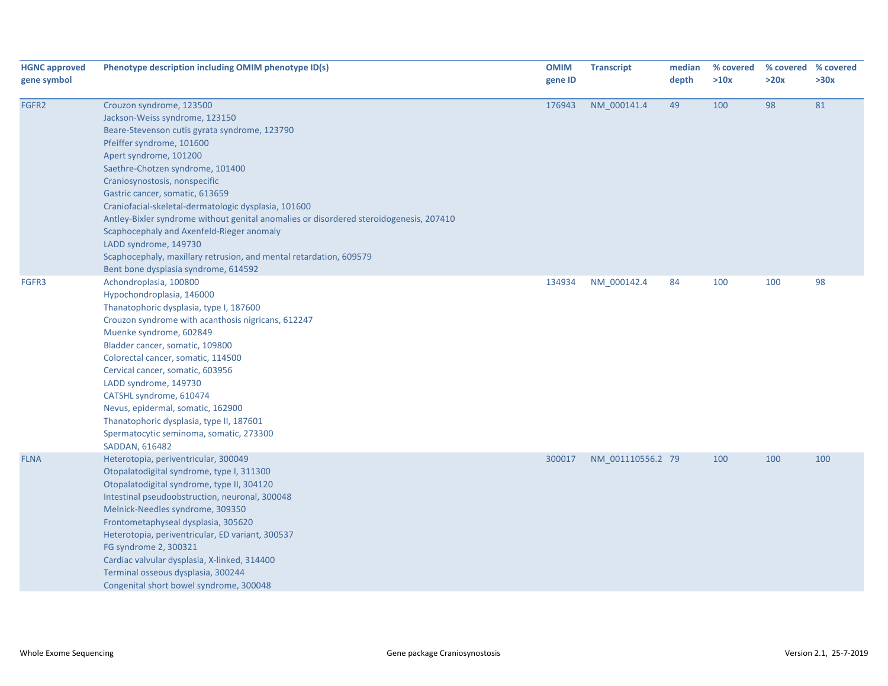| HGNC approved gene symbol | Phenotype description including OMIM phenotype ID(s) | OMIM gene ID | Transcript | median depth | % covered >10x | % covered >20x | % covered >30x |
|---|---|---|---|---|---|---|---|
| FGFR2 | Crouzon syndrome, 123500<br>Jackson-Weiss syndrome, 123150<br>Beare-Stevenson cutis gyrata syndrome, 123790<br>Pfeiffer syndrome, 101600<br>Apert syndrome, 101200<br>Saethre-Chotzen syndrome, 101400<br>Craniosynostosis, nonspecific<br>Gastric cancer, somatic, 613659<br>Craniofacial-skeletal-dermatologic dysplasia, 101600<br>Antley-Bixler syndrome without genital anomalies or disordered steroidogenesis, 207410<br>Scaphocephaly and Axenfeld-Rieger anomaly<br>LADD syndrome, 149730<br>Scaphocephaly, maxillary retrusion, and mental retardation, 609579<br>Bent bone dysplasia syndrome, 614592 | 176943 | NM_000141.4 | 49 | 100 | 98 | 81 |
| FGFR3 | Achondroplasia, 100800<br>Hypochondroplasia, 146000<br>Thanatophoric dysplasia, type I, 187600<br>Crouzon syndrome with acanthosis nigricans, 612247<br>Muenke syndrome, 602849<br>Bladder cancer, somatic, 109800<br>Colorectal cancer, somatic, 114500<br>Cervical cancer, somatic, 603956<br>LADD syndrome, 149730<br>CATSHL syndrome, 610474<br>Nevus, epidermal, somatic, 162900<br>Thanatophoric dysplasia, type II, 187601<br>Spermatocytic seminoma, somatic, 273300<br>SADDAN, 616482 | 134934 | NM_000142.4 | 84 | 100 | 100 | 98 |
| FLNA | Heterotopia, periventricular, 300049<br>Otopalatodigital syndrome, type I, 311300<br>Otopalatodigital syndrome, type II, 304120<br>Intestinal pseudoobstruction, neuronal, 300048<br>Melnick-Needles syndrome, 309350<br>Frontometaphyseal dysplasia, 305620<br>Heterotopia, periventricular, ED variant, 300537<br>FG syndrome 2, 300321<br>Cardiac valvular dysplasia, X-linked, 314400<br>Terminal osseous dysplasia, 300244<br>Congenital short bowel syndrome, 300048 | 300017 | NM_001110556.2 | 79 | 100 | 100 | 100 |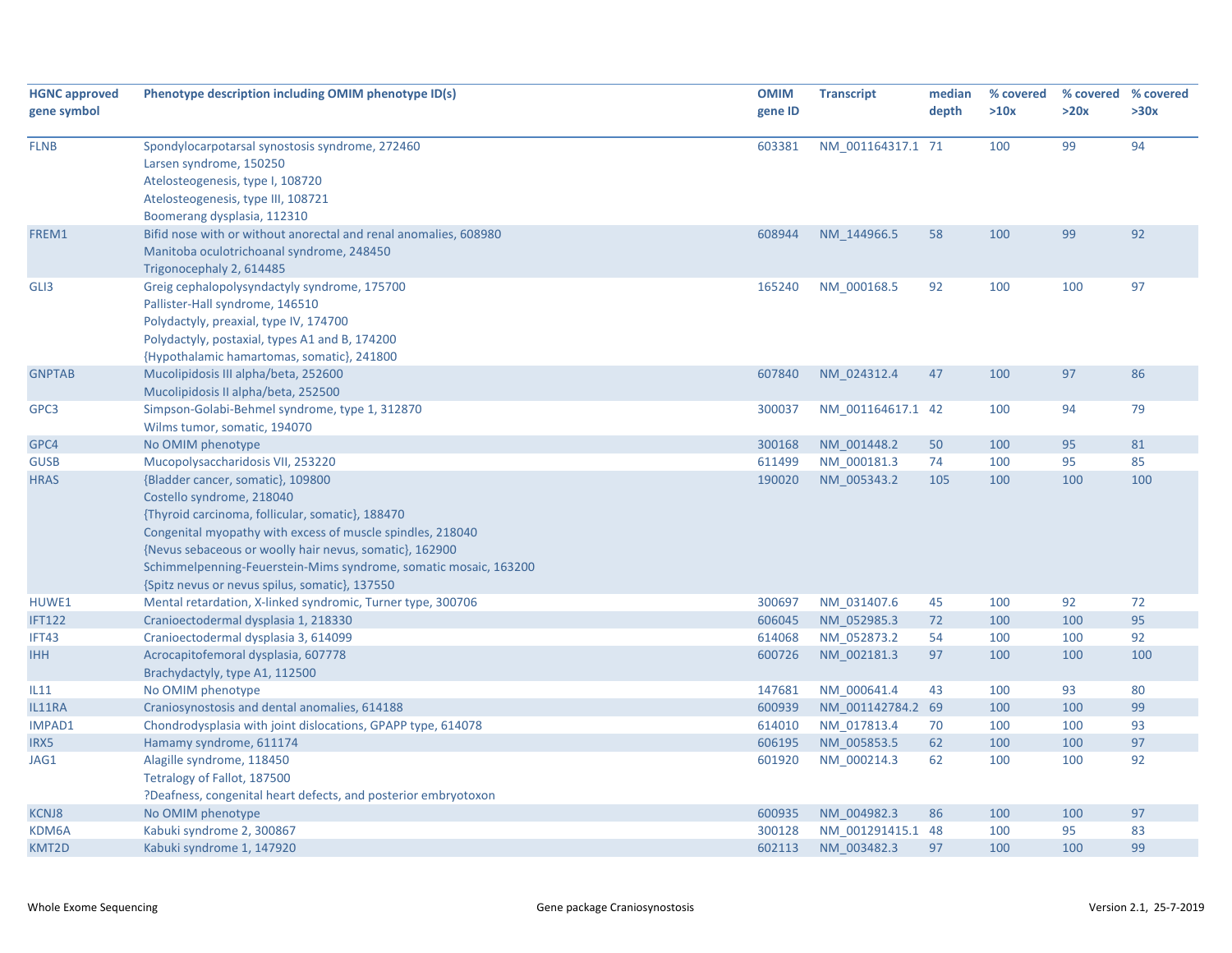| HGNC approved gene symbol | Phenotype description including OMIM phenotype ID(s) | OMIM gene ID | Transcript | median depth | % covered >10x | % covered >20x | % covered >30x |
|---|---|---|---|---|---|---|---|
| FLNB | Spondylocarpotarsal synostosis syndrome, 272460<br>Larsen syndrome, 150250<br>Atelosteogenesis, type I, 108720<br>Atelosteogenesis, type III, 108721<br>Boomerang dysplasia, 112310 | 603381 | NM_001164317.1 | 71 | 100 | 99 | 94 |
| FREM1 | Bifid nose with or without anorectal and renal anomalies, 608980<br>Manitoba oculotrichoanal syndrome, 248450<br>Trigonocephaly 2, 614485 | 608944 | NM_144966.5 | 58 | 100 | 99 | 92 |
| GLI3 | Greig cephalopolysyndactyly syndrome, 175700<br>Pallister-Hall syndrome, 146510<br>Polydactyly, preaxial, type IV, 174700<br>Polydactyly, postaxial, types A1 and B, 174200<br>{Hypothalamic hamartomas, somatic}, 241800 | 165240 | NM_000168.5 | 92 | 100 | 100 | 97 |
| GNPTAB | Mucolipidosis III alpha/beta, 252600<br>Mucolipidosis II alpha/beta, 252500 | 607840 | NM_024312.4 | 47 | 100 | 97 | 86 |
| GPC3 | Simpson-Golabi-Behmel syndrome, type 1, 312870<br>Wilms tumor, somatic, 194070 | 300037 | NM_001164617.1 | 42 | 100 | 94 | 79 |
| GPC4 | No OMIM phenotype | 300168 | NM_001448.2 | 50 | 100 | 95 | 81 |
| GUSB | Mucopolysaccharidosis VII, 253220 | 611499 | NM_000181.3 | 74 | 100 | 95 | 85 |
| HRAS | {Bladder cancer, somatic}, 109800<br>Costello syndrome, 218040<br>{Thyroid carcinoma, follicular, somatic}, 188470<br>Congenital myopathy with excess of muscle spindles, 218040<br>{Nevus sebaceous or woolly hair nevus, somatic}, 162900<br>Schimmelpenning-Feuerstein-Mims syndrome, somatic mosaic, 163200<br>{Spitz nevus or nevus spilus, somatic}, 137550 | 190020 | NM_005343.2 | 105 | 100 | 100 | 100 |
| HUWE1 | Mental retardation, X-linked syndromic, Turner type, 300706 | 300697 | NM_031407.6 | 45 | 100 | 92 | 72 |
| IFT122 | Cranioectodermal dysplasia 1, 218330 | 606045 | NM_052985.3 | 72 | 100 | 100 | 95 |
| IFT43 | Cranioectodermal dysplasia 3, 614099 | 614068 | NM_052873.2 | 54 | 100 | 100 | 92 |
| IHH | Acrocapitofemoral dysplasia, 607778<br>Brachydactyly, type A1, 112500 | 600726 | NM_002181.3 | 97 | 100 | 100 | 100 |
| IL11 | No OMIM phenotype | 147681 | NM_000641.4 | 43 | 100 | 93 | 80 |
| IL11RA | Craniosynostosis and dental anomalies, 614188 | 600939 | NM_001142784.2 | 69 | 100 | 100 | 99 |
| IMPAD1 | Chondrodysplasia with joint dislocations, GPAPP type, 614078 | 614010 | NM_017813.4 | 70 | 100 | 100 | 93 |
| IRX5 | Hamamy syndrome, 611174 | 606195 | NM_005853.5 | 62 | 100 | 100 | 97 |
| JAG1 | Alagille syndrome, 118450<br>Tetralogy of Fallot, 187500<br>?Deafness, congenital heart defects, and posterior embryotoxon | 601920 | NM_000214.3 | 62 | 100 | 100 | 92 |
| KCNJ8 | No OMIM phenotype | 600935 | NM_004982.3 | 86 | 100 | 100 | 97 |
| KDM6A | Kabuki syndrome 2, 300867 | 300128 | NM_001291415.1 | 48 | 100 | 95 | 83 |
| KMT2D | Kabuki syndrome 1, 147920 | 602113 | NM_003482.3 | 97 | 100 | 100 | 99 |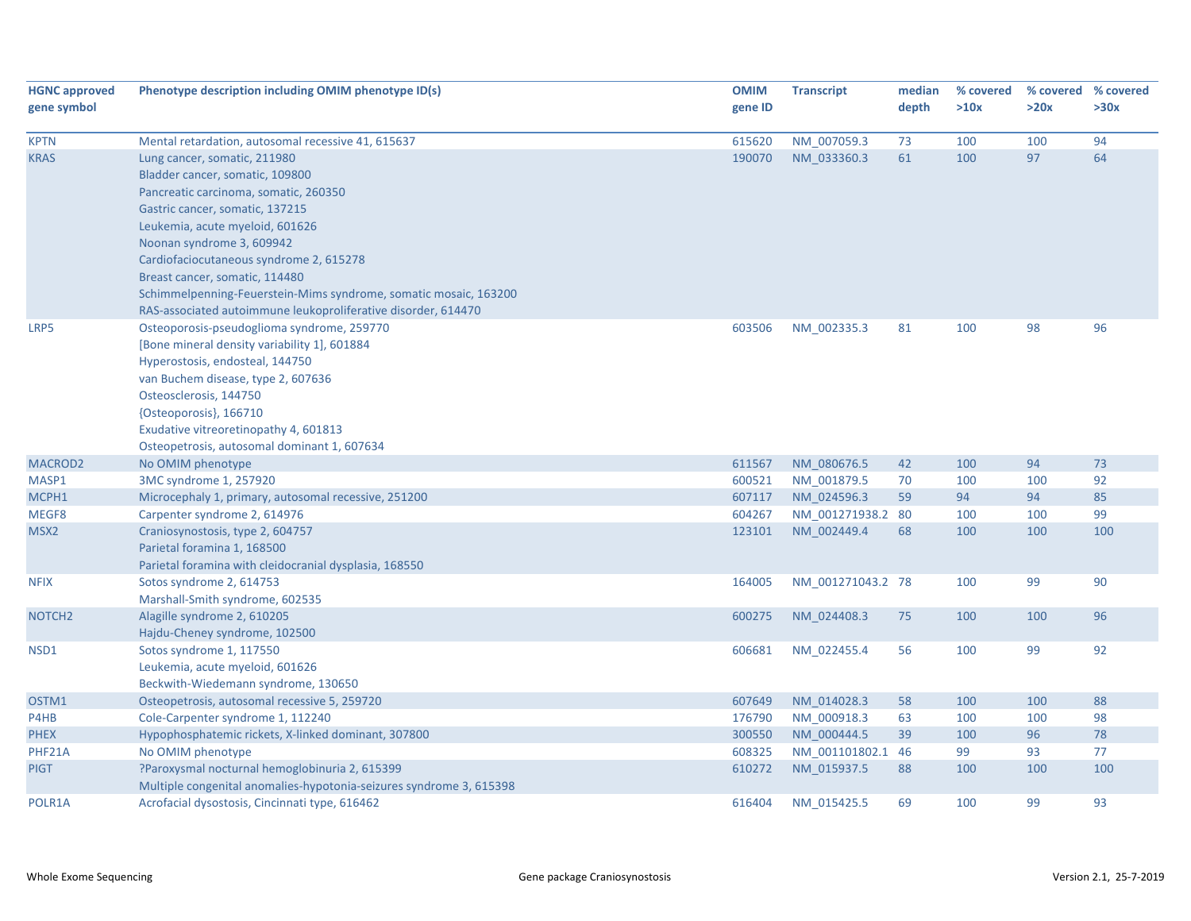| HGNC approved gene symbol | Phenotype description including OMIM phenotype ID(s) | OMIM gene ID | Transcript | median depth | % covered >10x | % covered >20x | % covered >30x |
|---|---|---|---|---|---|---|---|
| KPTN | Mental retardation, autosomal recessive 41, 615637 | 615620 | NM_007059.3 | 73 | 100 | 100 | 94 |
| KRAS | Lung cancer, somatic, 211980<br>Bladder cancer, somatic, 109800<br>Pancreatic carcinoma, somatic, 260350<br>Gastric cancer, somatic, 137215<br>Leukemia, acute myeloid, 601626<br>Noonan syndrome 3, 609942<br>Cardiofaciocutaneous syndrome 2, 615278<br>Breast cancer, somatic, 114480<br>Schimmelpenning-Feuerstein-Mims syndrome, somatic mosaic, 163200<br>RAS-associated autoimmune leukoproliferative disorder, 614470 | 190070 | NM_033360.3 | 61 | 100 | 97 | 64 |
| LRP5 | Osteoporosis-pseudoglioma syndrome, 259770<br>[Bone mineral density variability 1], 601884<br>Hyperostosis, endosteal, 144750<br>van Buchem disease, type 2, 607636<br>Osteosclerosis, 144750<br>{Osteoporosis}, 166710<br>Exudative vitreoretinopathy 4, 601813<br>Osteopetrosis, autosomal dominant 1, 607634 | 603506 | NM_002335.3 | 81 | 100 | 98 | 96 |
| MACROD2 | No OMIM phenotype | 611567 | NM_080676.5 | 42 | 100 | 94 | 73 |
| MASP1 | 3MC syndrome 1, 257920 | 600521 | NM_001879.5 | 70 | 100 | 100 | 92 |
| MCPH1 | Microcephaly 1, primary, autosomal recessive, 251200 | 607117 | NM_024596.3 | 59 | 94 | 94 | 85 |
| MEGF8 | Carpenter syndrome 2, 614976 | 604267 | NM_001271938.2 | 80 | 100 | 100 | 99 |
| MSX2 | Craniosynostosis, type 2, 604757<br>Parietal foramina 1, 168500<br>Parietal foramina with cleidocranial dysplasia, 168550 | 123101 | NM_002449.4 | 68 | 100 | 100 | 100 |
| NFIX | Sotos syndrome 2, 614753<br>Marshall-Smith syndrome, 602535 | 164005 | NM_001271043.2 | 78 | 100 | 99 | 90 |
| NOTCH2 | Alagille syndrome 2, 610205<br>Hajdu-Cheney syndrome, 102500 | 600275 | NM_024408.3 | 75 | 100 | 100 | 96 |
| NSD1 | Sotos syndrome 1, 117550<br>Leukemia, acute myeloid, 601626<br>Beckwith-Wiedemann syndrome, 130650 | 606681 | NM_022455.4 | 56 | 100 | 99 | 92 |
| OSTM1 | Osteopetrosis, autosomal recessive 5, 259720 | 607649 | NM_014028.3 | 58 | 100 | 100 | 88 |
| P4HB | Cole-Carpenter syndrome 1, 112240 | 176790 | NM_000918.3 | 63 | 100 | 100 | 98 |
| PHEX | Hypophosphatemic rickets, X-linked dominant, 307800 | 300550 | NM_000444.5 | 39 | 100 | 96 | 78 |
| PHF21A | No OMIM phenotype | 608325 | NM_001101802.1 | 46 | 99 | 93 | 77 |
| PIGT | ?Paroxysmal nocturnal hemoglobinuria 2, 615399<br>Multiple congenital anomalies-hypotonia-seizures syndrome 3, 615398 | 610272 | NM_015937.5 | 88 | 100 | 100 | 100 |
| POLR1A | Acrofacial dysostosis, Cincinnati type, 616462 | 616404 | NM_015425.5 | 69 | 100 | 99 | 93 |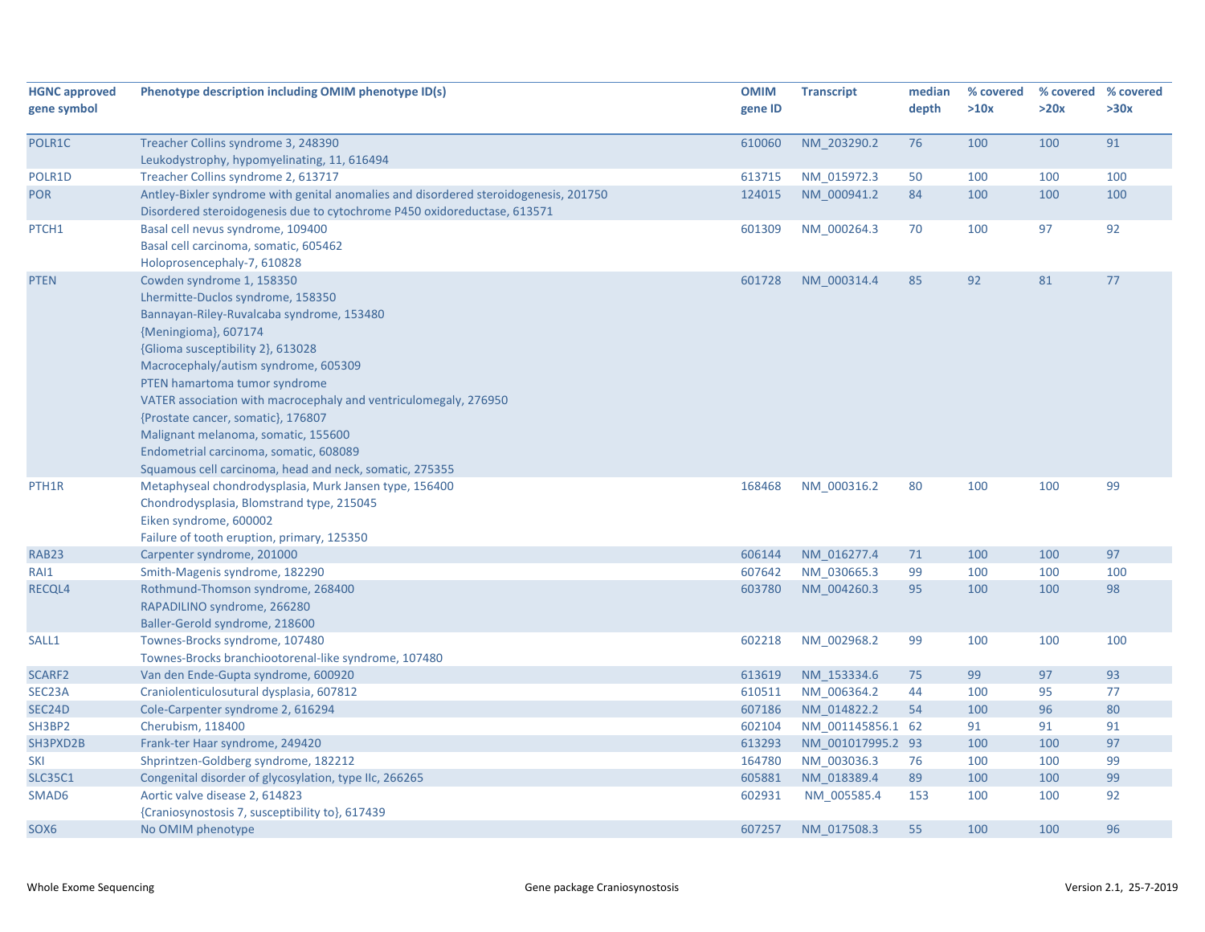| HGNC approved gene symbol | Phenotype description including OMIM phenotype ID(s) | OMIM gene ID | Transcript | median depth | % covered >10x | % covered >20x | % covered >30x |
|---|---|---|---|---|---|---|---|
| POLR1C | Treacher Collins syndrome 3, 248390<br>Leukodystrophy, hypomyelinating, 11, 616494 | 610060 | NM_203290.2 | 76 | 100 | 100 | 91 |
| POLR1D | Treacher Collins syndrome 2, 613717 | 613715 | NM_015972.3 | 50 | 100 | 100 | 100 |
| POR | Antley-Bixler syndrome with genital anomalies and disordered steroidogenesis, 201750<br>Disordered steroidogenesis due to cytochrome P450 oxidoreductase, 613571 | 124015 | NM_000941.2 | 84 | 100 | 100 | 100 |
| PTCH1 | Basal cell nevus syndrome, 109400<br>Basal cell carcinoma, somatic, 605462<br>Holoprosencephaly-7, 610828 | 601309 | NM_000264.3 | 70 | 100 | 97 | 92 |
| PTEN | Cowden syndrome 1, 158350<br>Lhermitte-Duclos syndrome, 158350<br>Bannayan-Riley-Ruvalcaba syndrome, 153480<br>{Meningioma}, 607174<br>{Glioma susceptibility 2}, 613028<br>Macrocephaly/autism syndrome, 605309<br>PTEN hamartoma tumor syndrome<br>VATER association with macrocephaly and ventriculomegaly, 276950<br>{Prostate cancer, somatic}, 176807<br>Malignant melanoma, somatic, 155600<br>Endometrial carcinoma, somatic, 608089<br>Squamous cell carcinoma, head and neck, somatic, 275355 | 601728 | NM_000314.4 | 85 | 92 | 81 | 77 |
| PTH1R | Metaphyseal chondrodysplasia, Murk Jansen type, 156400<br>Chondrodysplasia, Blomstrand type, 215045<br>Eiken syndrome, 600002<br>Failure of tooth eruption, primary, 125350 | 168468 | NM_000316.2 | 80 | 100 | 100 | 99 |
| RAB23 | Carpenter syndrome, 201000 | 606144 | NM_016277.4 | 71 | 100 | 100 | 97 |
| RAI1 | Smith-Magenis syndrome, 182290 | 607642 | NM_030665.3 | 99 | 100 | 100 | 100 |
| RECQL4 | Rothmund-Thomson syndrome, 268400<br>RAPADILINO syndrome, 266280<br>Baller-Gerold syndrome, 218600 | 603780 | NM_004260.3 | 95 | 100 | 100 | 98 |
| SALL1 | Townes-Brocks syndrome, 107480<br>Townes-Brocks branchiootorenal-like syndrome, 107480 | 602218 | NM_002968.2 | 99 | 100 | 100 | 100 |
| SCARF2 | Van den Ende-Gupta syndrome, 600920 | 613619 | NM_153334.6 | 75 | 99 | 97 | 93 |
| SEC23A | Craniolenticulosutural dysplasia, 607812 | 610511 | NM_006364.2 | 44 | 100 | 95 | 77 |
| SEC24D | Cole-Carpenter syndrome 2, 616294 | 607186 | NM_014822.2 | 54 | 100 | 96 | 80 |
| SH3BP2 | Cherubism, 118400 | 602104 | NM_001145856.1 | 62 | 91 | 91 | 91 |
| SH3PXD2B | Frank-ter Haar syndrome, 249420 | 613293 | NM_001017995.2 | 93 | 100 | 100 | 97 |
| SKI | Shprintzen-Goldberg syndrome, 182212 | 164780 | NM_003036.3 | 76 | 100 | 100 | 99 |
| SLC35C1 | Congenital disorder of glycosylation, type IIc, 266265 | 605881 | NM_018389.4 | 89 | 100 | 100 | 99 |
| SMAD6 | Aortic valve disease 2, 614823<br>{Craniosynostosis 7, susceptibility to}, 617439 | 602931 | NM_005585.4 | 153 | 100 | 100 | 92 |
| SOX6 | No OMIM phenotype | 607257 | NM_017508.3 | 55 | 100 | 100 | 96 |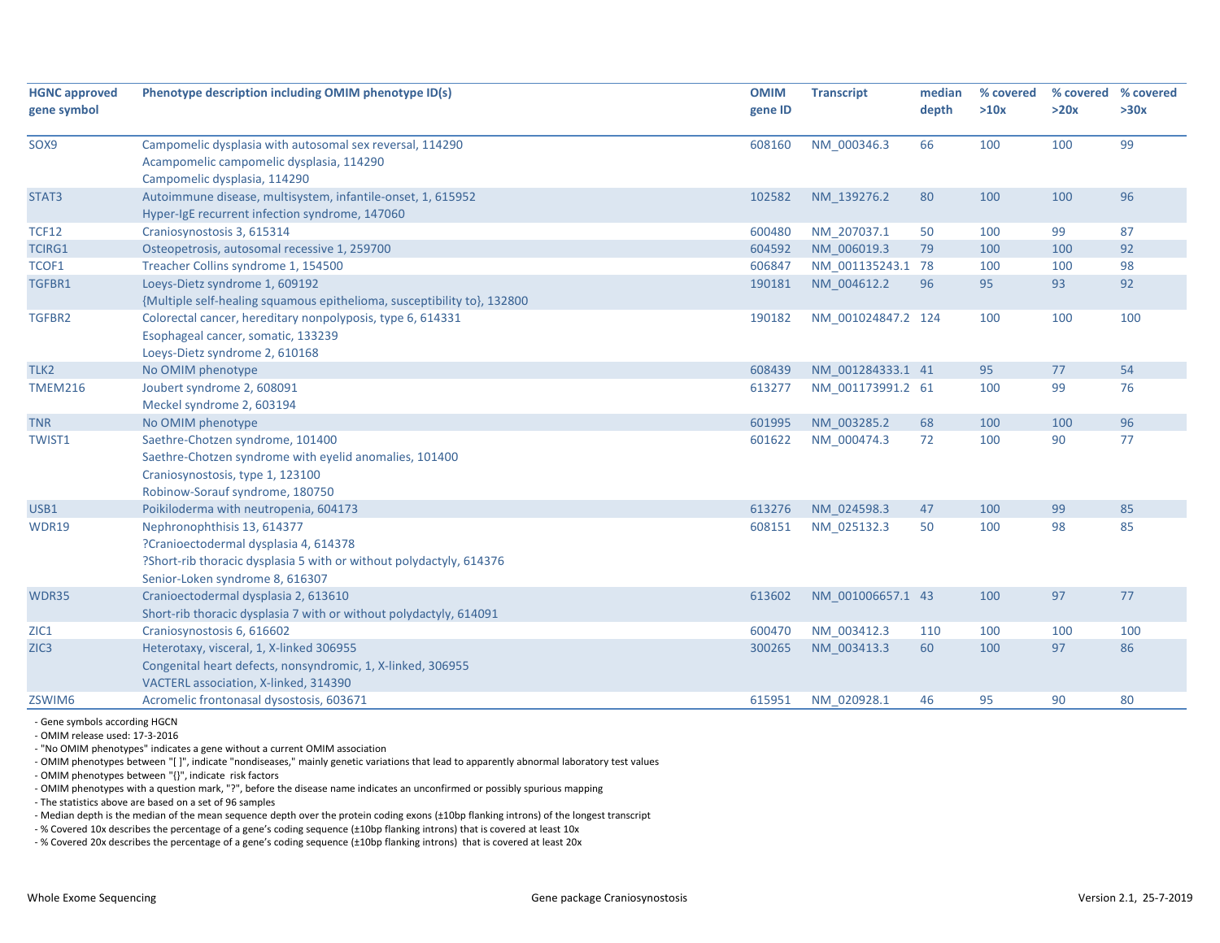| HGNC approved gene symbol | Phenotype description including OMIM phenotype ID(s) | OMIM gene ID | Transcript | median depth | % covered >10x | % covered >20x | % covered >30x |
|---|---|---|---|---|---|---|---|
| SOX9 | Campomelic dysplasia with autosomal sex reversal, 114290<br>Acampomelic campomelic dysplasia, 114290<br>Campomelic dysplasia, 114290 | 608160 | NM_000346.3 | 66 | 100 | 100 | 99 |
| STAT3 | Autoimmune disease, multisystem, infantile-onset, 1, 615952<br>Hyper-IgE recurrent infection syndrome, 147060 | 102582 | NM_139276.2 | 80 | 100 | 100 | 96 |
| TCF12 | Craniosynostosis 3, 615314 | 600480 | NM_207037.1 | 50 | 100 | 99 | 87 |
| TCIRG1 | Osteopetrosis, autosomal recessive 1, 259700 | 604592 | NM_006019.3 | 79 | 100 | 100 | 92 |
| TCOF1 | Treacher Collins syndrome 1, 154500 | 606847 | NM_001135243.1 | 78 | 100 | 100 | 98 |
| TGFBR1 | Loeys-Dietz syndrome 1, 609192<br>{Multiple self-healing squamous epithelioma, susceptibility to}, 132800 | 190181 | NM_004612.2 | 96 | 95 | 93 | 92 |
| TGFBR2 | Colorectal cancer, hereditary nonpolyposis, type 6, 614331<br>Esophageal cancer, somatic, 133239<br>Loeys-Dietz syndrome 2, 610168 | 190182 | NM_001024847.2 | 124 | 100 | 100 | 100 |
| TLK2 | No OMIM phenotype | 608439 | NM_001284333.1 | 41 | 95 | 77 | 54 |
| TMEM216 | Joubert syndrome 2, 608091<br>Meckel syndrome 2, 603194 | 613277 | NM_001173991.2 | 61 | 100 | 99 | 76 |
| TNR | No OMIM phenotype | 601995 | NM_003285.2 | 68 | 100 | 100 | 96 |
| TWIST1 | Saethre-Chotzen syndrome, 101400<br>Saethre-Chotzen syndrome with eyelid anomalies, 101400<br>Craniosynostosis, type 1, 123100<br>Robinow-Sorauf syndrome, 180750 | 601622 | NM_000474.3 | 72 | 100 | 90 | 77 |
| USB1 | Poikiloderma with neutropenia, 604173 | 613276 | NM_024598.3 | 47 | 100 | 99 | 85 |
| WDR19 | Nephronophthisis 13, 614377<br>?Cranioectodermal dysplasia 4, 614378<br>?Short-rib thoracic dysplasia 5 with or without polydactyly, 614376<br>Senior-Loken syndrome 8, 616307 | 608151 | NM_025132.3 | 50 | 100 | 98 | 85 |
| WDR35 | Cranioectodermal dysplasia 2, 613610<br>Short-rib thoracic dysplasia 7 with or without polydactyly, 614091 | 613602 | NM_001006657.1 | 43 | 100 | 97 | 77 |
| ZIC1 | Craniosynostosis 6, 616602 | 600470 | NM_003412.3 | 110 | 100 | 100 | 100 |
| ZIC3 | Heterotaxy, visceral, 1, X-linked 306955<br>Congenital heart defects, nonsyndromic, 1, X-linked, 306955<br>VACTERL association, X-linked, 314390 | 300265 | NM_003413.3 | 60 | 100 | 97 | 86 |
| ZSWIM6 | Acromelic frontonasal dysostosis, 603671 | 615951 | NM_020928.1 | 46 | 95 | 90 | 80 |

- Gene symbols according HGCN
- OMIM release used: 17-3-2016
- "No OMIM phenotypes" indicates a gene without a current OMIM association
- OMIM phenotypes between "[ ]", indicate "nondiseases," mainly genetic variations that lead to apparently abnormal laboratory test values
- OMIM phenotypes between "{}", indicate risk factors
- OMIM phenotypes with a question mark, "?", before the disease name indicates an unconfirmed or possibly spurious mapping
- The statistics above are based on a set of 96 samples
- Median depth is the median of the mean sequence depth over the protein coding exons (±10bp flanking introns) of the longest transcript
- % Covered 10x describes the percentage of a gene's coding sequence (±10bp flanking introns) that is covered at least 10x
- % Covered 20x describes the percentage of a gene's coding sequence (±10bp flanking introns) that is covered at least 20x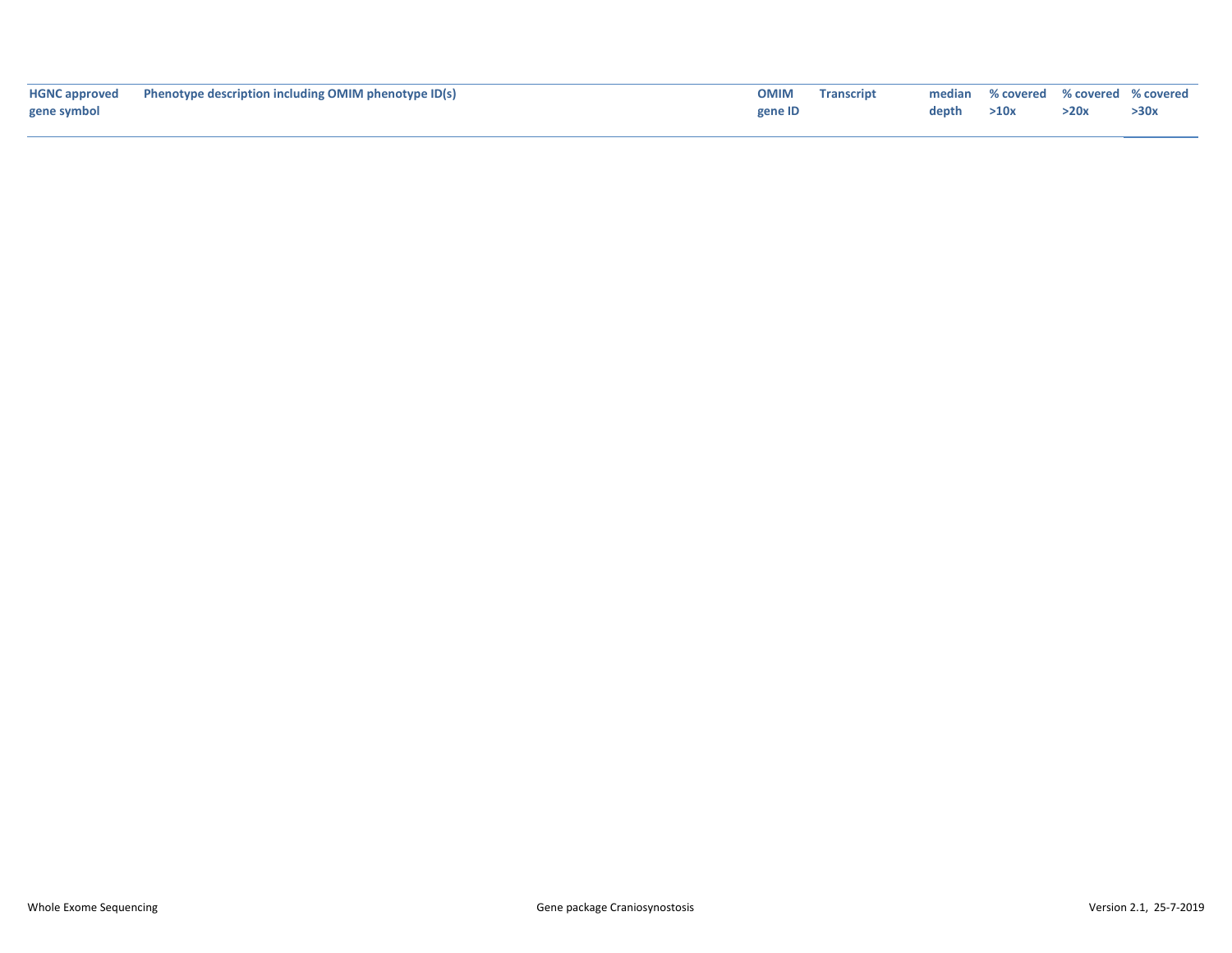| HGNC approved gene symbol | Phenotype description including OMIM phenotype ID(s) | OMIM gene ID | Transcript | median depth | % covered >10x | % covered >20x | % covered >30x |
|---|---|---|---|---|---|---|---|